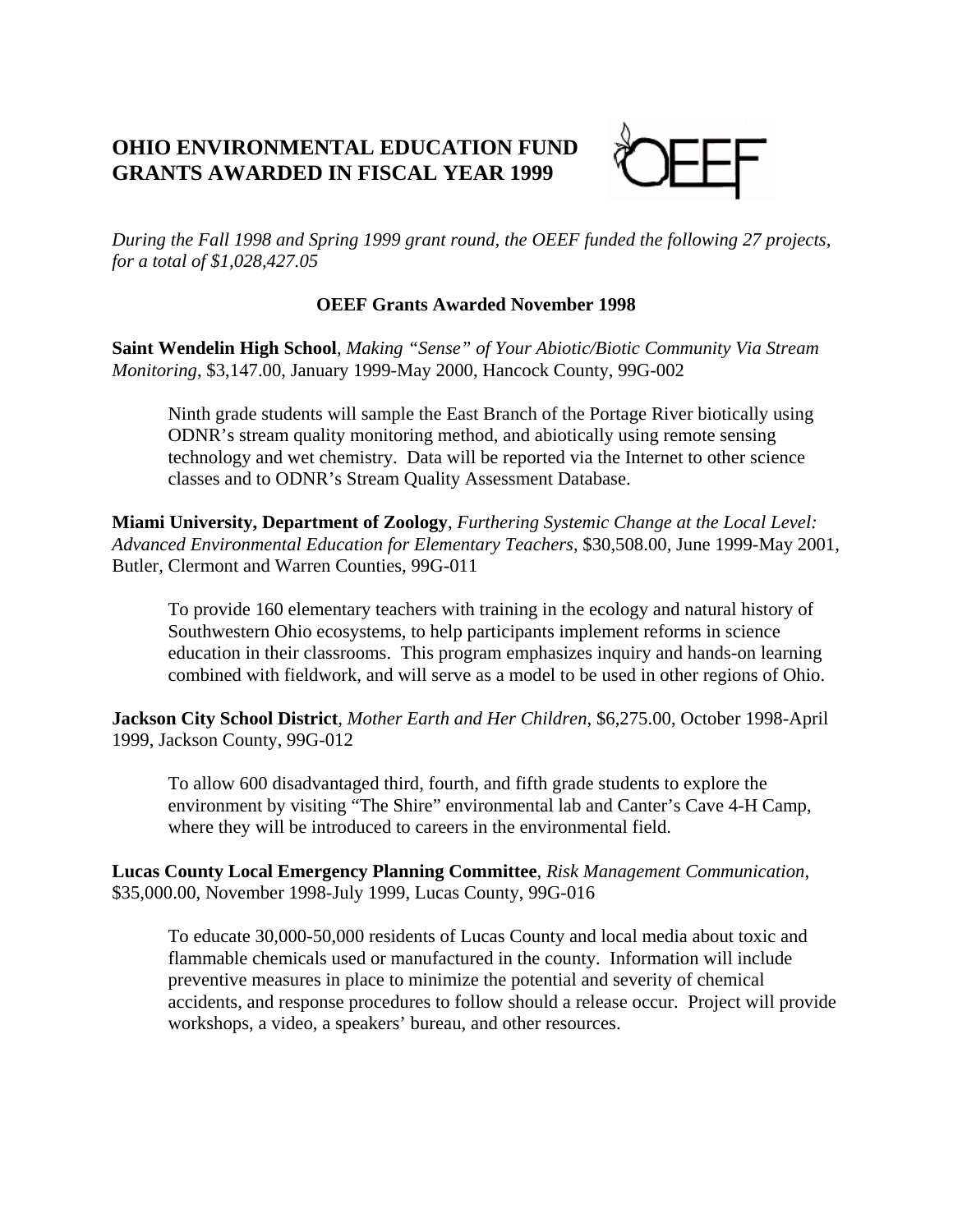# OHIO ENVIRONMENTAL EDUCATION FUND GRANTS AWARDED IN FISCAL YEAR 1999

*During the Fall 1998 and Spring 1999 grant round, the OEEF funded the following 27 projects, for a total of $1,028,427.05*

## OEEF Grants Awarded November 1998

**Saint Wendelin High School**, *Making "Sense" of Your Abiotic/Biotic Community Via Stream Monitoring*, $3,147.00, January 1999-May 2000, Hancock County, 99G-002

> Ninth grade students will sample the East Branch of the Portage River biotically using ODNR's stream quality monitoring method, and abiotically using remote sensing technology and wet chemistry. Data will be reported via the Internet to other science classes and to ODNR's Stream Quality Assessment Database.

**Miami University, Department of Zoology**, *Furthering Systemic Change at the Local Level: Advanced Environmental Education for Elementary Teachers*, $30,508.00, June 1999-May 2001, Butler, Clermont and Warren Counties, 99G-011

> To provide 160 elementary teachers with training in the ecology and natural history of Southwestern Ohio ecosystems, to help participants implement reforms in science education in their classrooms. This program emphasizes inquiry and hands-on learning combined with fieldwork, and will serve as a model to be used in other regions of Ohio.

**Jackson City School District**, *Mother Earth and Her Children*, $6,275.00, October 1998-April 1999, Jackson County, 99G-012

> To allow 600 disadvantaged third, fourth, and fifth grade students to explore the environment by visiting "The Shire" environmental lab and Canter's Cave 4-H Camp, where they will be introduced to careers in the environmental field.

**Lucas County Local Emergency Planning Committee**, *Risk Management Communication*, $35,000.00, November 1998-July 1999, Lucas County, 99G-016

> To educate 30,000-50,000 residents of Lucas County and local media about toxic and flammable chemicals used or manufactured in the county. Information will include preventive measures in place to minimize the potential and severity of chemical accidents, and response procedures to follow should a release occur. Project will provide workshops, a video, a speakers' bureau, and other resources.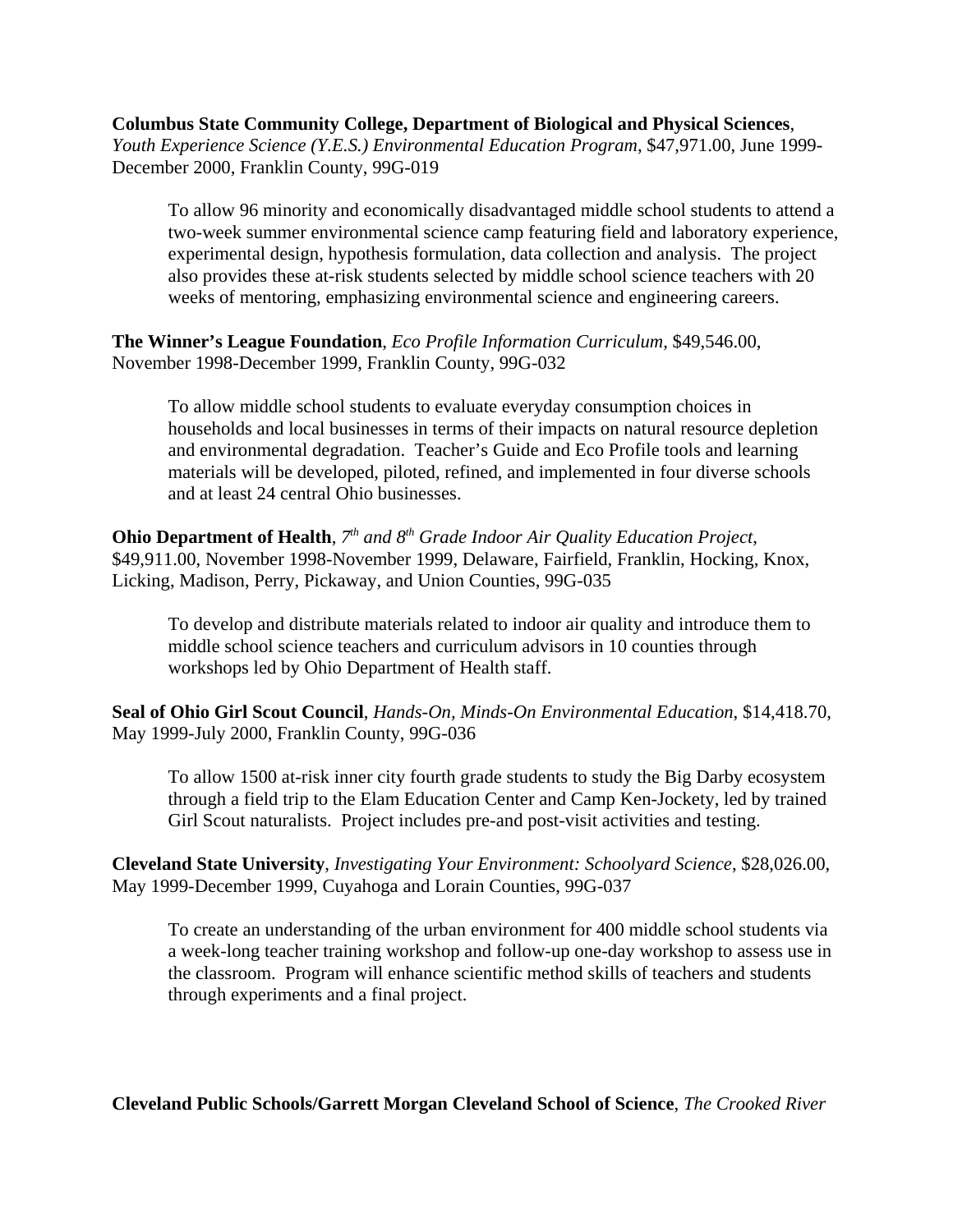**Columbus State Community College, Department of Biological and Physical Sciences**, *Youth Experience Science (Y.E.S.) Environmental Education Program*, $47,971.00, June 1999-December 2000, Franklin County, 99G-019

> To allow 96 minority and economically disadvantaged middle school students to attend a two-week summer environmental science camp featuring field and laboratory experience, experimental design, hypothesis formulation, data collection and analysis. The project also provides these at-risk students selected by middle school science teachers with 20 weeks of mentoring, emphasizing environmental science and engineering careers.

**The Winner's League Foundation**, *Eco Profile Information Curriculum*, $49,546.00, November 1998-December 1999, Franklin County, 99G-032

> To allow middle school students to evaluate everyday consumption choices in households and local businesses in terms of their impacts on natural resource depletion and environmental degradation. Teacher's Guide and Eco Profile tools and learning materials will be developed, piloted, refined, and implemented in four diverse schools and at least 24 central Ohio businesses.

**Ohio Department of Health**, *7th and 8th Grade Indoor Air Quality Education Project*, $49,911.00, November 1998-November 1999, Delaware, Fairfield, Franklin, Hocking, Knox, Licking, Madison, Perry, Pickaway, and Union Counties, 99G-035

> To develop and distribute materials related to indoor air quality and introduce them to middle school science teachers and curriculum advisors in 10 counties through workshops led by Ohio Department of Health staff.

**Seal of Ohio Girl Scout Council**, *Hands-On, Minds-On Environmental Education*, $14,418.70, May 1999-July 2000, Franklin County, 99G-036

> To allow 1500 at-risk inner city fourth grade students to study the Big Darby ecosystem through a field trip to the Elam Education Center and Camp Ken-Jockety, led by trained Girl Scout naturalists. Project includes pre-and post-visit activities and testing.

**Cleveland State University**, *Investigating Your Environment: Schoolyard Science*, $28,026.00, May 1999-December 1999, Cuyahoga and Lorain Counties, 99G-037

> To create an understanding of the urban environment for 400 middle school students via a week-long teacher training workshop and follow-up one-day workshop to assess use in the classroom. Program will enhance scientific method skills of teachers and students through experiments and a final project.

**Cleveland Public Schools/Garrett Morgan Cleveland School of Science**, *The Crooked River*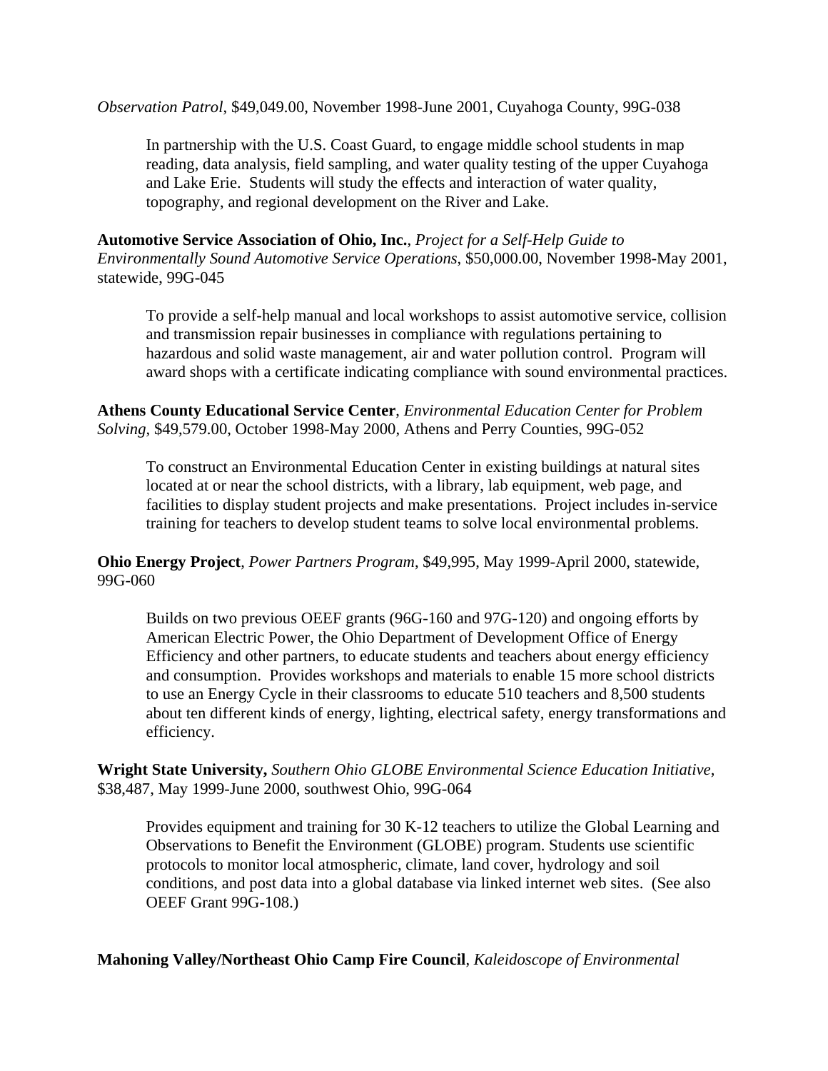*Observation Patrol*, $49,049.00, November 1998-June 2001, Cuyahoga County, 99G-038

> In partnership with the U.S. Coast Guard, to engage middle school students in map reading, data analysis, field sampling, and water quality testing of the upper Cuyahoga and Lake Erie. Students will study the effects and interaction of water quality, topography, and regional development on the River and Lake.

**Automotive Service Association of Ohio, Inc.**, *Project for a Self-Help Guide to Environmentally Sound Automotive Service Operations*, $50,000.00, November 1998-May 2001, statewide, 99G-045

> To provide a self-help manual and local workshops to assist automotive service, collision and transmission repair businesses in compliance with regulations pertaining to hazardous and solid waste management, air and water pollution control. Program will award shops with a certificate indicating compliance with sound environmental practices.

**Athens County Educational Service Center**, *Environmental Education Center for Problem Solving*, $49,579.00, October 1998-May 2000, Athens and Perry Counties, 99G-052

> To construct an Environmental Education Center in existing buildings at natural sites located at or near the school districts, with a library, lab equipment, web page, and facilities to display student projects and make presentations. Project includes in-service training for teachers to develop student teams to solve local environmental problems.

**Ohio Energy Project**, *Power Partners Program*, $49,995, May 1999-April 2000, statewide, 99G-060

> Builds on two previous OEEF grants (96G-160 and 97G-120) and ongoing efforts by American Electric Power, the Ohio Department of Development Office of Energy Efficiency and other partners, to educate students and teachers about energy efficiency and consumption. Provides workshops and materials to enable 15 more school districts to use an Energy Cycle in their classrooms to educate 510 teachers and 8,500 students about ten different kinds of energy, lighting, electrical safety, energy transformations and efficiency.

**Wright State University,** *Southern Ohio GLOBE Environmental Science Education Initiative*, $38,487, May 1999-June 2000, southwest Ohio, 99G-064

> Provides equipment and training for 30 K-12 teachers to utilize the Global Learning and Observations to Benefit the Environment (GLOBE) program. Students use scientific protocols to monitor local atmospheric, climate, land cover, hydrology and soil conditions, and post data into a global database via linked internet web sites. (See also OEEF Grant 99G-108.)

**Mahoning Valley/Northeast Ohio Camp Fire Council**, *Kaleidoscope of Environmental*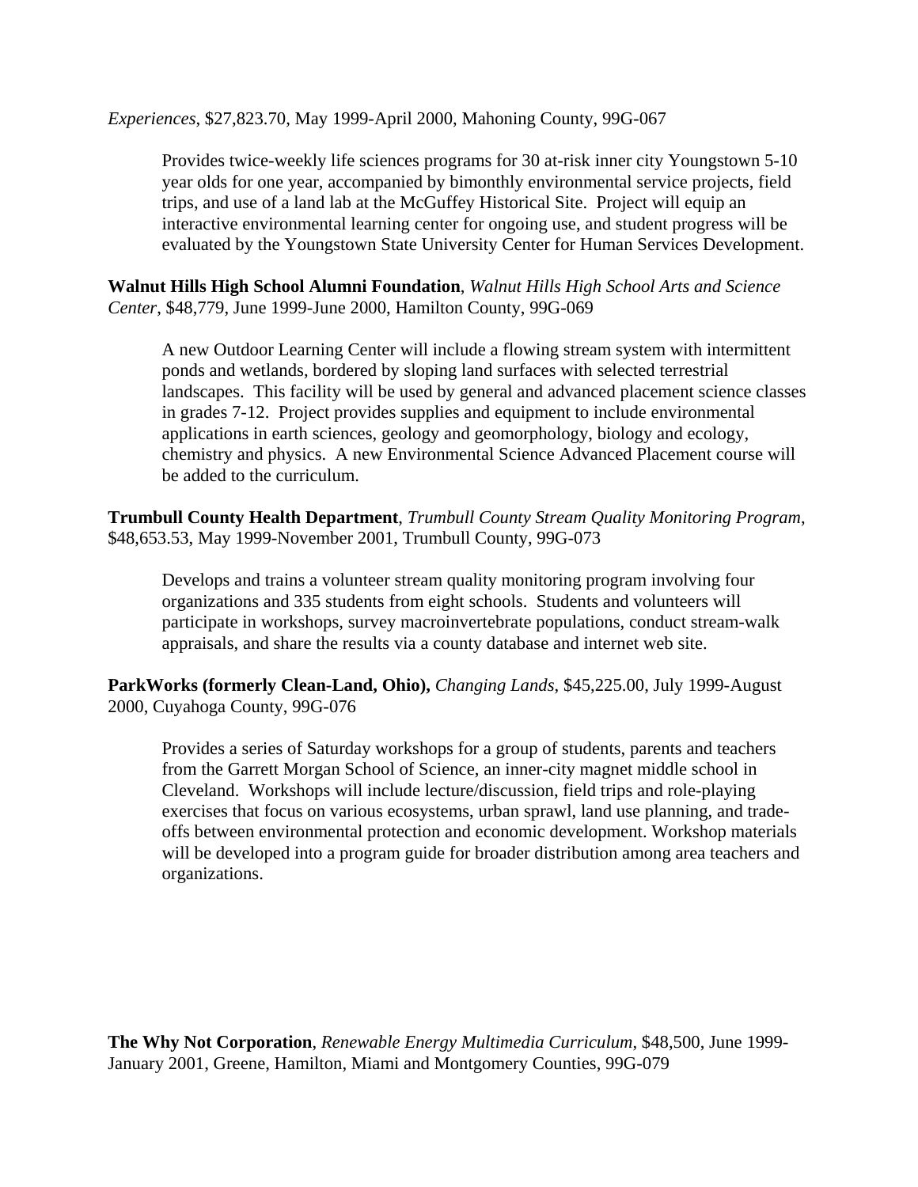*Experiences*, $27,823.70, May 1999-April 2000, Mahoning County, 99G-067

> Provides twice-weekly life sciences programs for 30 at-risk inner city Youngstown 5-10 year olds for one year, accompanied by bimonthly environmental service projects, field trips, and use of a land lab at the McGuffey Historical Site. Project will equip an interactive environmental learning center for ongoing use, and student progress will be evaluated by the Youngstown State University Center for Human Services Development.

**Walnut Hills High School Alumni Foundation**, *Walnut Hills High School Arts and Science Center*, $48,779, June 1999-June 2000, Hamilton County, 99G-069

> A new Outdoor Learning Center will include a flowing stream system with intermittent ponds and wetlands, bordered by sloping land surfaces with selected terrestrial landscapes. This facility will be used by general and advanced placement science classes in grades 7-12. Project provides supplies and equipment to include environmental applications in earth sciences, geology and geomorphology, biology and ecology, chemistry and physics. A new Environmental Science Advanced Placement course will be added to the curriculum.

**Trumbull County Health Department**, *Trumbull County Stream Quality Monitoring Program*, $48,653.53, May 1999-November 2001, Trumbull County, 99G-073

> Develops and trains a volunteer stream quality monitoring program involving four organizations and 335 students from eight schools. Students and volunteers will participate in workshops, survey macroinvertebrate populations, conduct stream-walk appraisals, and share the results via a county database and internet web site.

**ParkWorks (formerly Clean-Land, Ohio),** *Changing Lands*, $45,225.00, July 1999-August 2000, Cuyahoga County, 99G-076

> Provides a series of Saturday workshops for a group of students, parents and teachers from the Garrett Morgan School of Science, an inner-city magnet middle school in Cleveland. Workshops will include lecture/discussion, field trips and role-playing exercises that focus on various ecosystems, urban sprawl, land use planning, and trade-offs between environmental protection and economic development. Workshop materials will be developed into a program guide for broader distribution among area teachers and organizations.

**The Why Not Corporation**, *Renewable Energy Multimedia Curriculum*, $48,500, June 1999-January 2001, Greene, Hamilton, Miami and Montgomery Counties, 99G-079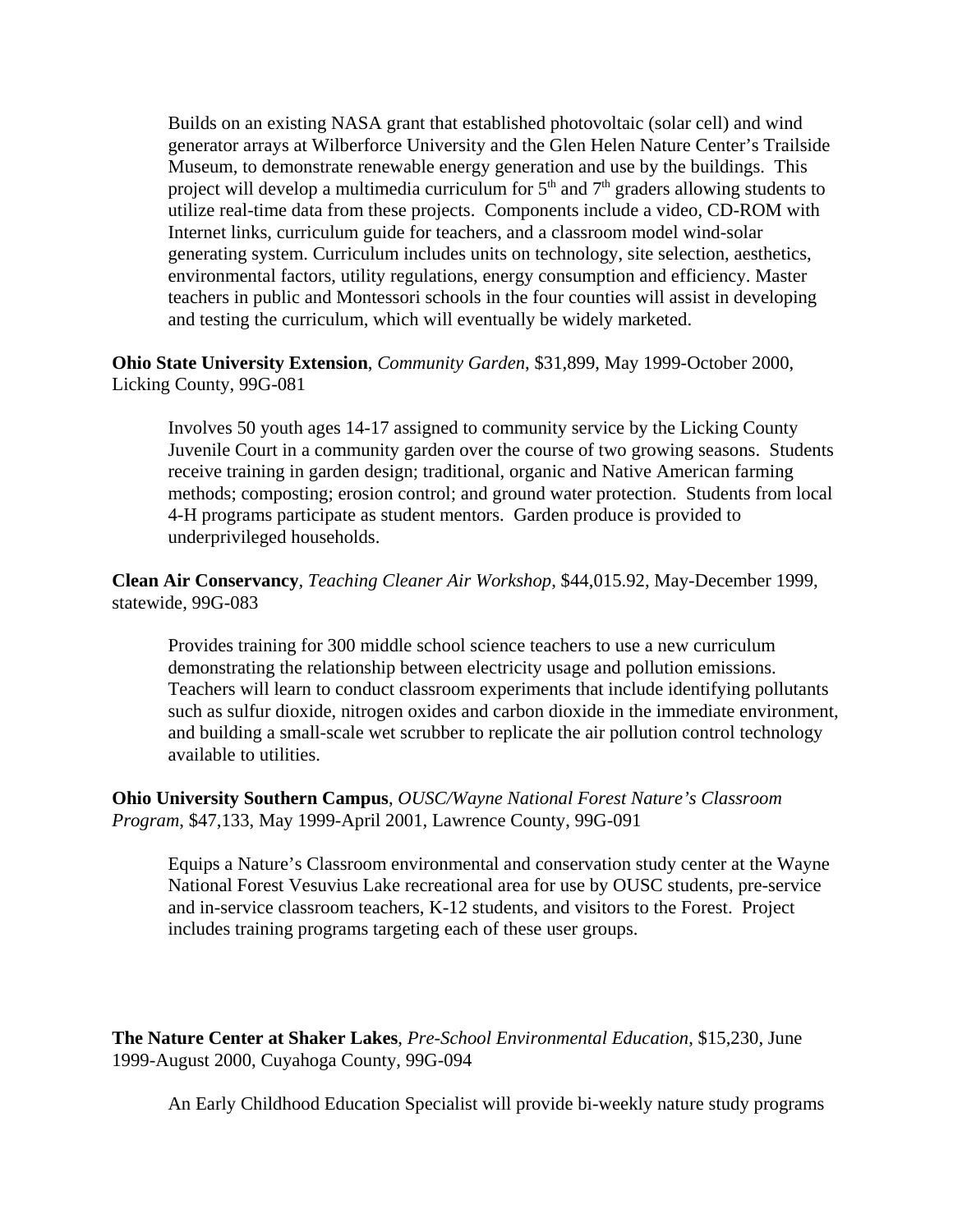Builds on an existing NASA grant that established photovoltaic (solar cell) and wind generator arrays at Wilberforce University and the Glen Helen Nature Center's Trailside Museum, to demonstrate renewable energy generation and use by the buildings. This project will develop a multimedia curriculum for 5th and 7th graders allowing students to utilize real-time data from these projects. Components include a video, CD-ROM with Internet links, curriculum guide for teachers, and a classroom model wind-solar generating system. Curriculum includes units on technology, site selection, aesthetics, environmental factors, utility regulations, energy consumption and efficiency. Master teachers in public and Montessori schools in the four counties will assist in developing and testing the curriculum, which will eventually be widely marketed.

**Ohio State University Extension**, *Community Garden*, $31,899, May 1999-October 2000, Licking County, 99G-081

Involves 50 youth ages 14-17 assigned to community service by the Licking County Juvenile Court in a community garden over the course of two growing seasons. Students receive training in garden design; traditional, organic and Native American farming methods; composting; erosion control; and ground water protection. Students from local 4-H programs participate as student mentors. Garden produce is provided to underprivileged households.

**Clean Air Conservancy**, *Teaching Cleaner Air Workshop*, $44,015.92, May-December 1999, statewide, 99G-083

Provides training for 300 middle school science teachers to use a new curriculum demonstrating the relationship between electricity usage and pollution emissions. Teachers will learn to conduct classroom experiments that include identifying pollutants such as sulfur dioxide, nitrogen oxides and carbon dioxide in the immediate environment, and building a small-scale wet scrubber to replicate the air pollution control technology available to utilities.

**Ohio University Southern Campus**, *OUSC/Wayne National Forest Nature's Classroom Program*, $47,133, May 1999-April 2001, Lawrence County, 99G-091

Equips a Nature's Classroom environmental and conservation study center at the Wayne National Forest Vesuvius Lake recreational area for use by OUSC students, pre-service and in-service classroom teachers, K-12 students, and visitors to the Forest. Project includes training programs targeting each of these user groups.

**The Nature Center at Shaker Lakes**, *Pre-School Environmental Education*, $15,230, June 1999-August 2000, Cuyahoga County, 99G-094

An Early Childhood Education Specialist will provide bi-weekly nature study programs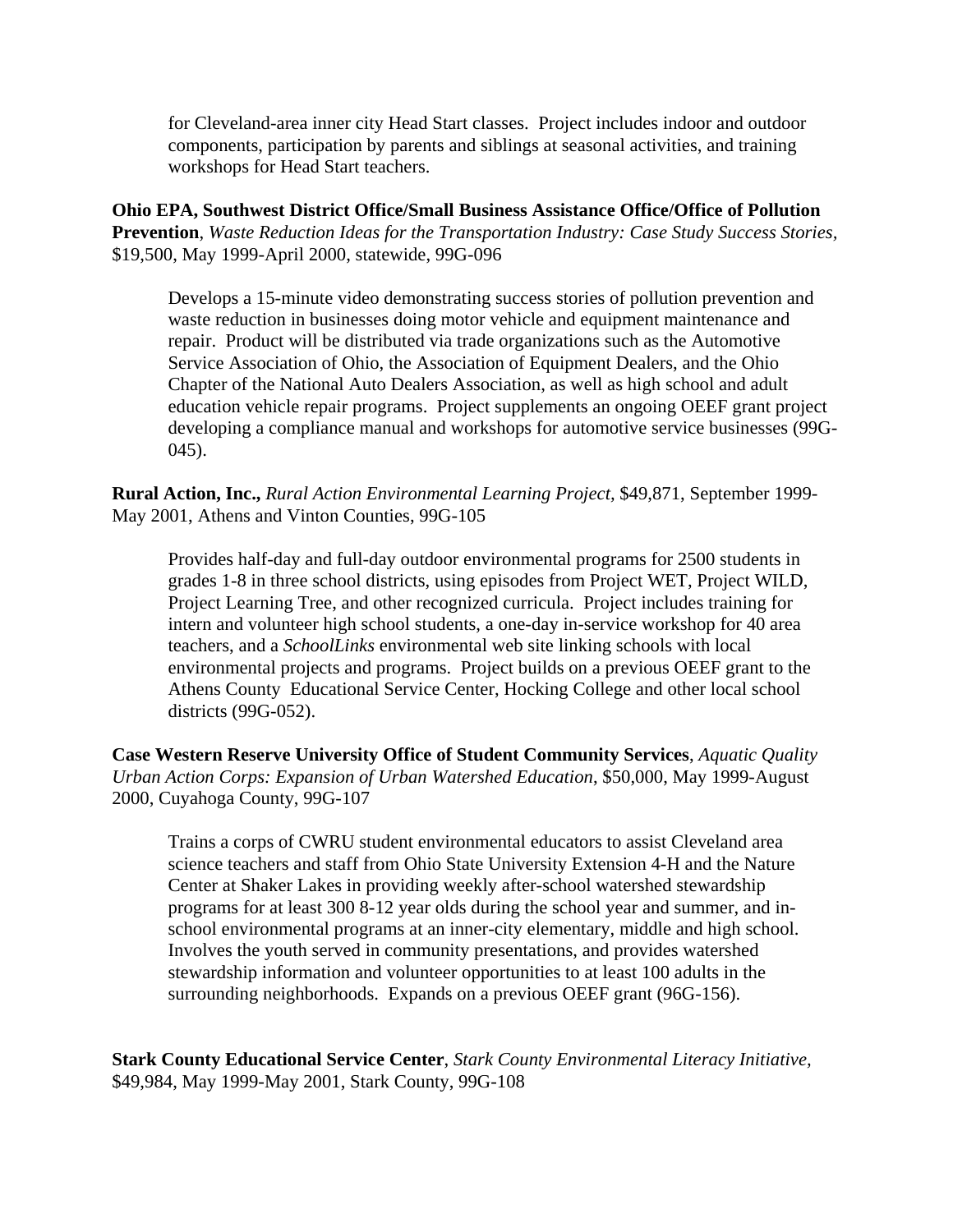for Cleveland-area inner city Head Start classes. Project includes indoor and outdoor components, participation by parents and siblings at seasonal activities, and training workshops for Head Start teachers.

**Ohio EPA, Southwest District Office/Small Business Assistance Office/Office of Pollution Prevention**, *Waste Reduction Ideas for the Transportation Industry: Case Study Success Stories,* $19,500, May 1999-April 2000, statewide, 99G-096

Develops a 15-minute video demonstrating success stories of pollution prevention and waste reduction in businesses doing motor vehicle and equipment maintenance and repair. Product will be distributed via trade organizations such as the Automotive Service Association of Ohio, the Association of Equipment Dealers, and the Ohio Chapter of the National Auto Dealers Association, as well as high school and adult education vehicle repair programs. Project supplements an ongoing OEEF grant project developing a compliance manual and workshops for automotive service businesses (99G-045).

**Rural Action, Inc.,** *Rural Action Environmental Learning Project*, $49,871, September 1999-May 2001, Athens and Vinton Counties, 99G-105

Provides half-day and full-day outdoor environmental programs for 2500 students in grades 1-8 in three school districts, using episodes from Project WET, Project WILD, Project Learning Tree, and other recognized curricula. Project includes training for intern and volunteer high school students, a one-day in-service workshop for 40 area teachers, and a *SchoolLinks* environmental web site linking schools with local environmental projects and programs. Project builds on a previous OEEF grant to the Athens County Educational Service Center, Hocking College and other local school districts (99G-052).

**Case Western Reserve University Office of Student Community Services**, *Aquatic Quality Urban Action Corps: Expansion of Urban Watershed Education*, $50,000, May 1999-August 2000, Cuyahoga County, 99G-107

Trains a corps of CWRU student environmental educators to assist Cleveland area science teachers and staff from Ohio State University Extension 4-H and the Nature Center at Shaker Lakes in providing weekly after-school watershed stewardship programs for at least 300 8-12 year olds during the school year and summer, and in-school environmental programs at an inner-city elementary, middle and high school. Involves the youth served in community presentations, and provides watershed stewardship information and volunteer opportunities to at least 100 adults in the surrounding neighborhoods. Expands on a previous OEEF grant (96G-156).

**Stark County Educational Service Center**, *Stark County Environmental Literacy Initiative,* $49,984, May 1999-May 2001, Stark County, 99G-108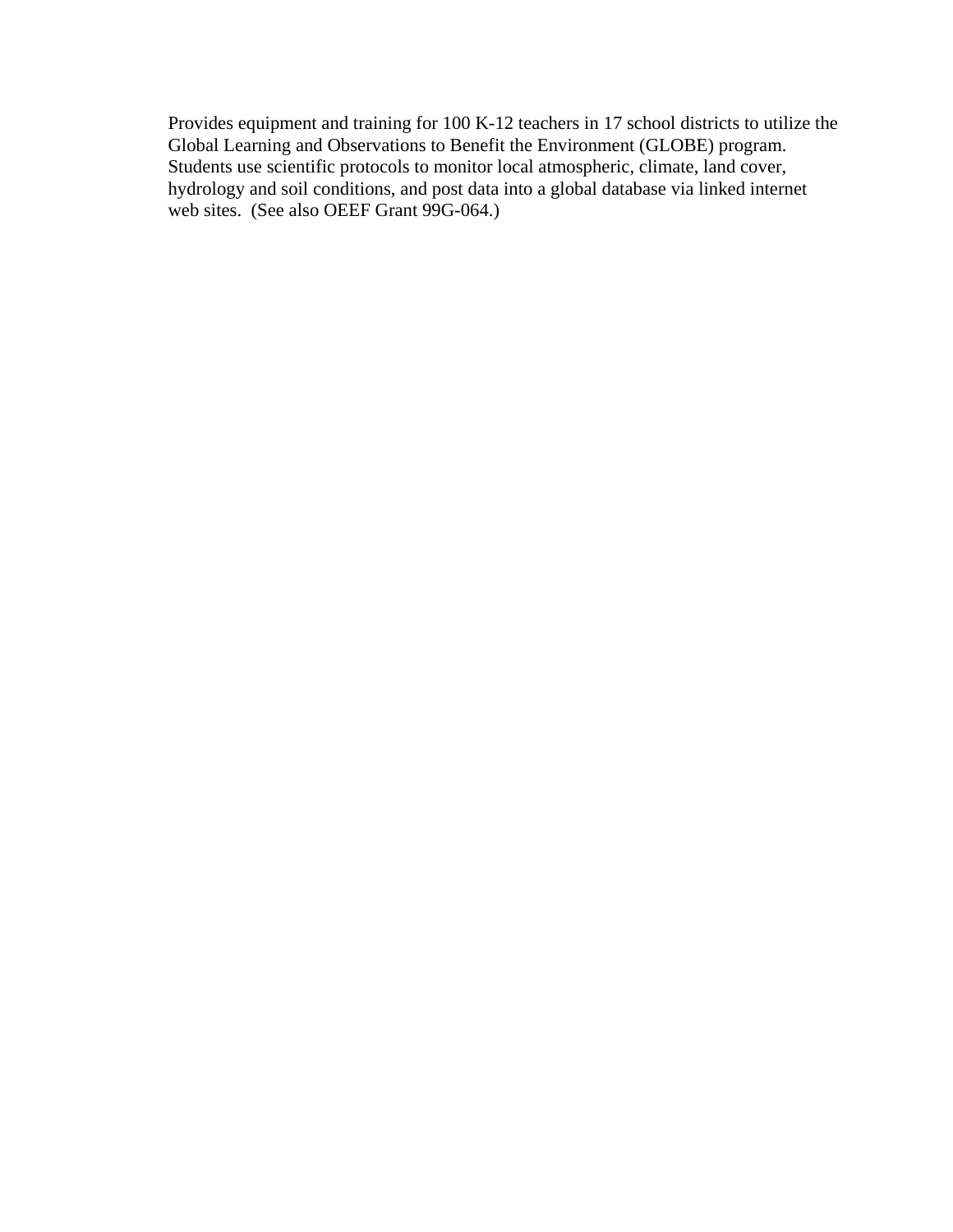Provides equipment and training for 100 K-12 teachers in 17 school districts to utilize the Global Learning and Observations to Benefit the Environment (GLOBE) program. Students use scientific protocols to monitor local atmospheric, climate, land cover, hydrology and soil conditions, and post data into a global database via linked internet web sites. (See also OEEF Grant 99G-064.)